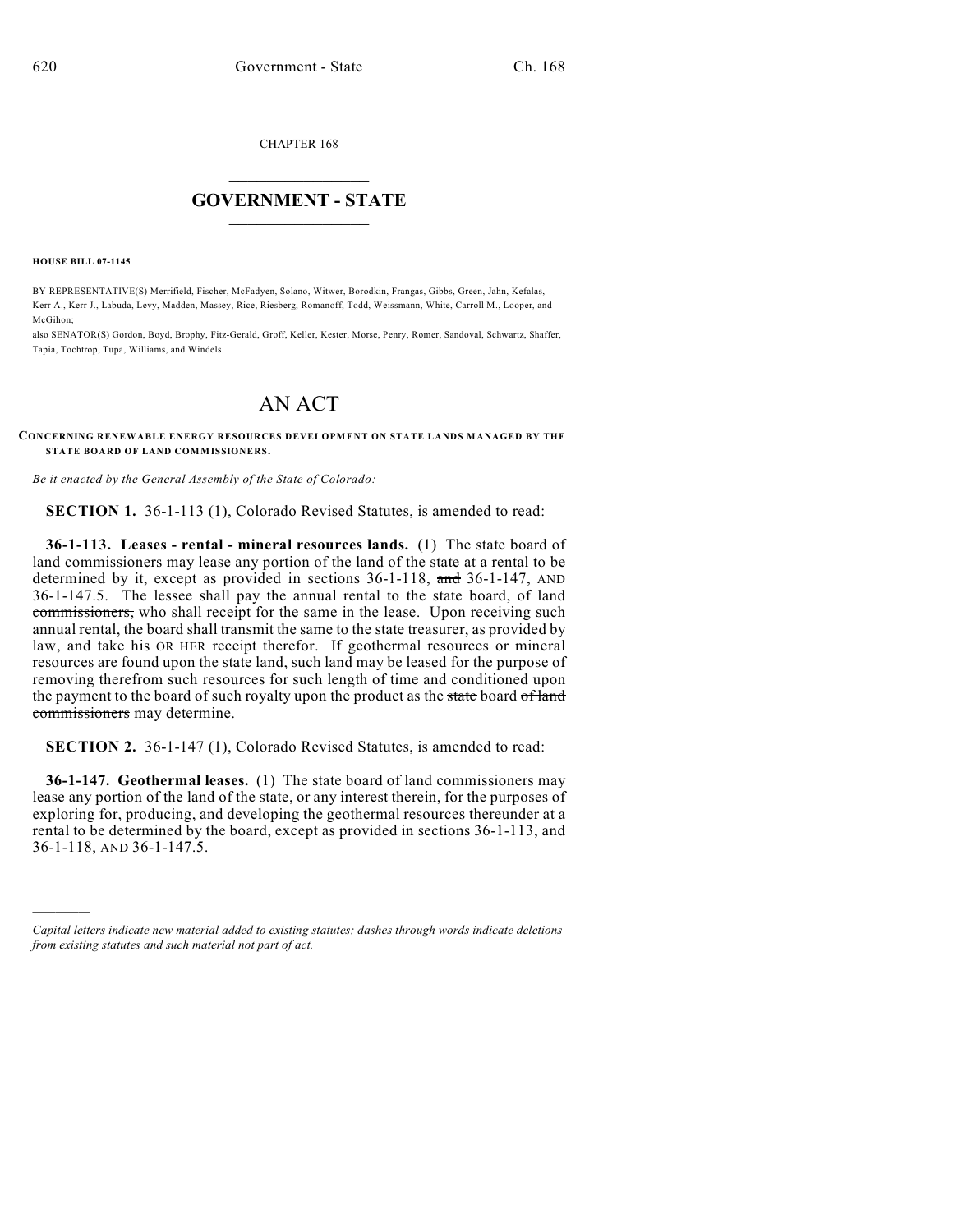CHAPTER 168

# GOVERNMENT - STATE

**HOUSE BILL 07-1145**

BY REPRESENTATIVE(S) Merrifield, Fischer, McFadyen, Solano, Witwer, Borodkin, Frangas, Gibbs, Green, Jahn, Kefalas, Kerr A., Kerr J., Labuda, Levy, Madden, Massey, Rice, Riesberg, Romanoff, Todd, Weissmann, White, Carroll M., Looper, and McGihon;
also SENATOR(S) Gordon, Boyd, Brophy, Fitz-Gerald, Groff, Keller, Kester, Morse, Penry, Romer, Sandoval, Schwartz, Shaffer, Tapia, Tochtrop, Tupa, Williams, and Windels.

# AN ACT

**CONCERNING RENEWABLE ENERGY RESOURCES DEVELOPMENT ON STATE LANDS MANAGED BY THE STATE BOARD OF LAND COMMISSIONERS.**

*Be it enacted by the General Assembly of the State of Colorado:*

**SECTION 1.** 36-1-113 (1), Colorado Revised Statutes, is amended to read:

**36-1-113. Leases - rental - mineral resources lands.** (1) The state board of land commissioners may lease any portion of the land of the state at a rental to be determined by it, except as provided in sections 36-1-118, ~~and~~ 36-1-147, AND 36-1-147.5. The lessee shall pay the annual rental to the ~~state~~ board, ~~of land commissioners,~~ who shall receipt for the same in the lease. Upon receiving such annual rental, the board shall transmit the same to the state treasurer, as provided by law, and take his OR HER receipt therefor. If geothermal resources or mineral resources are found upon the state land, such land may be leased for the purpose of removing therefrom such resources for such length of time and conditioned upon the payment to the board of such royalty upon the product as the ~~state~~ board ~~of land commissioners~~ may determine.

**SECTION 2.** 36-1-147 (1), Colorado Revised Statutes, is amended to read:

**36-1-147. Geothermal leases.** (1) The state board of land commissioners may lease any portion of the land of the state, or any interest therein, for the purposes of exploring for, producing, and developing the geothermal resources thereunder at a rental to be determined by the board, except as provided in sections 36-1-113, ~~and~~ 36-1-118, AND 36-1-147.5.

---

*Capital letters indicate new material added to existing statutes; dashes through words indicate deletions from existing statutes and such material not part of act.*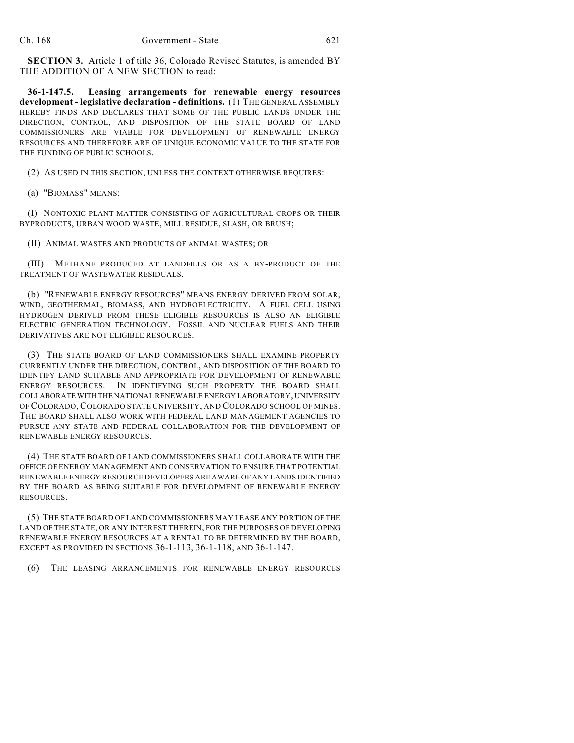**SECTION 3.** Article 1 of title 36, Colorado Revised Statutes, is amended BY THE ADDITION OF A NEW SECTION to read:

**36-1-147.5. Leasing arrangements for renewable energy resources development - legislative declaration - definitions.** (1) THE GENERAL ASSEMBLY HEREBY FINDS AND DECLARES THAT SOME OF THE PUBLIC LANDS UNDER THE DIRECTION, CONTROL, AND DISPOSITION OF THE STATE BOARD OF LAND COMMISSIONERS ARE VIABLE FOR DEVELOPMENT OF RENEWABLE ENERGY RESOURCES AND THEREFORE ARE OF UNIQUE ECONOMIC VALUE TO THE STATE FOR THE FUNDING OF PUBLIC SCHOOLS.

(2) AS USED IN THIS SECTION, UNLESS THE CONTEXT OTHERWISE REQUIRES:

(a) "BIOMASS" MEANS:

(I) NONTOXIC PLANT MATTER CONSISTING OF AGRICULTURAL CROPS OR THEIR BYPRODUCTS, URBAN WOOD WASTE, MILL RESIDUE, SLASH, OR BRUSH;

(II) ANIMAL WASTES AND PRODUCTS OF ANIMAL WASTES; OR

(III) METHANE PRODUCED AT LANDFILLS OR AS A BY-PRODUCT OF THE TREATMENT OF WASTEWATER RESIDUALS.

(b) "RENEWABLE ENERGY RESOURCES" MEANS ENERGY DERIVED FROM SOLAR, WIND, GEOTHERMAL, BIOMASS, AND HYDROELECTRICITY. A FUEL CELL USING HYDROGEN DERIVED FROM THESE ELIGIBLE RESOURCES IS ALSO AN ELIGIBLE ELECTRIC GENERATION TECHNOLOGY. FOSSIL AND NUCLEAR FUELS AND THEIR DERIVATIVES ARE NOT ELIGIBLE RESOURCES.

(3) THE STATE BOARD OF LAND COMMISSIONERS SHALL EXAMINE PROPERTY CURRENTLY UNDER THE DIRECTION, CONTROL, AND DISPOSITION OF THE BOARD TO IDENTIFY LAND SUITABLE AND APPROPRIATE FOR DEVELOPMENT OF RENEWABLE ENERGY RESOURCES. IN IDENTIFYING SUCH PROPERTY THE BOARD SHALL COLLABORATE WITH THE NATIONAL RENEWABLE ENERGY LABORATORY, UNIVERSITY OF COLORADO, COLORADO STATE UNIVERSITY, AND COLORADO SCHOOL OF MINES. THE BOARD SHALL ALSO WORK WITH FEDERAL LAND MANAGEMENT AGENCIES TO PURSUE ANY STATE AND FEDERAL COLLABORATION FOR THE DEVELOPMENT OF RENEWABLE ENERGY RESOURCES.

(4) THE STATE BOARD OF LAND COMMISSIONERS SHALL COLLABORATE WITH THE OFFICE OF ENERGY MANAGEMENT AND CONSERVATION TO ENSURE THAT POTENTIAL RENEWABLE ENERGY RESOURCE DEVELOPERS ARE AWARE OF ANY LANDS IDENTIFIED BY THE BOARD AS BEING SUITABLE FOR DEVELOPMENT OF RENEWABLE ENERGY RESOURCES.

(5) THE STATE BOARD OF LAND COMMISSIONERS MAY LEASE ANY PORTION OF THE LAND OF THE STATE, OR ANY INTEREST THEREIN, FOR THE PURPOSES OF DEVELOPING RENEWABLE ENERGY RESOURCES AT A RENTAL TO BE DETERMINED BY THE BOARD, EXCEPT AS PROVIDED IN SECTIONS 36-1-113, 36-1-118, AND 36-1-147.

(6) THE LEASING ARRANGEMENTS FOR RENEWABLE ENERGY RESOURCES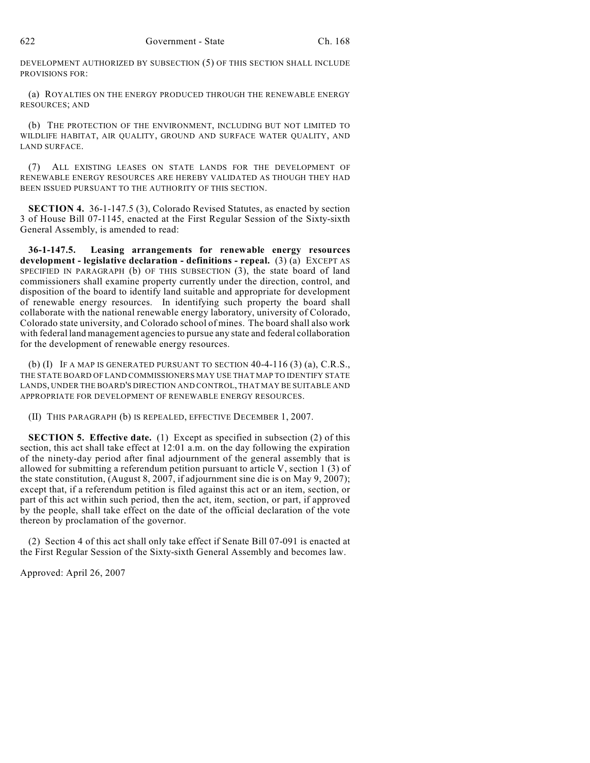DEVELOPMENT AUTHORIZED BY SUBSECTION (5) OF THIS SECTION SHALL INCLUDE PROVISIONS FOR:

(a) ROYALTIES ON THE ENERGY PRODUCED THROUGH THE RENEWABLE ENERGY RESOURCES; AND

(b) THE PROTECTION OF THE ENVIRONMENT, INCLUDING BUT NOT LIMITED TO WILDLIFE HABITAT, AIR QUALITY, GROUND AND SURFACE WATER QUALITY, AND LAND SURFACE.

(7) ALL EXISTING LEASES ON STATE LANDS FOR THE DEVELOPMENT OF RENEWABLE ENERGY RESOURCES ARE HEREBY VALIDATED AS THOUGH THEY HAD BEEN ISSUED PURSUANT TO THE AUTHORITY OF THIS SECTION.

**SECTION 4.** 36-1-147.5 (3), Colorado Revised Statutes, as enacted by section 3 of House Bill 07-1145, enacted at the First Regular Session of the Sixty-sixth General Assembly, is amended to read:

**36-1-147.5. Leasing arrangements for renewable energy resources development - legislative declaration - definitions - repeal.** (3) (a) EXCEPT AS SPECIFIED IN PARAGRAPH (b) OF THIS SUBSECTION (3), the state board of land commissioners shall examine property currently under the direction, control, and disposition of the board to identify land suitable and appropriate for development of renewable energy resources. In identifying such property the board shall collaborate with the national renewable energy laboratory, university of Colorado, Colorado state university, and Colorado school of mines. The board shall also work with federal land management agencies to pursue any state and federal collaboration for the development of renewable energy resources.

(b) (I) IF A MAP IS GENERATED PURSUANT TO SECTION 40-4-116 (3) (a), C.R.S., THE STATE BOARD OF LAND COMMISSIONERS MAY USE THAT MAP TO IDENTIFY STATE LANDS, UNDER THE BOARD'S DIRECTION AND CONTROL, THAT MAY BE SUITABLE AND APPROPRIATE FOR DEVELOPMENT OF RENEWABLE ENERGY RESOURCES.

(II) THIS PARAGRAPH (b) IS REPEALED, EFFECTIVE DECEMBER 1, 2007.

**SECTION 5. Effective date.** (1) Except as specified in subsection (2) of this section, this act shall take effect at 12:01 a.m. on the day following the expiration of the ninety-day period after final adjournment of the general assembly that is allowed for submitting a referendum petition pursuant to article V, section 1 (3) of the state constitution, (August 8, 2007, if adjournment sine die is on May 9, 2007); except that, if a referendum petition is filed against this act or an item, section, or part of this act within such period, then the act, item, section, or part, if approved by the people, shall take effect on the date of the official declaration of the vote thereon by proclamation of the governor.

(2) Section 4 of this act shall only take effect if Senate Bill 07-091 is enacted at the First Regular Session of the Sixty-sixth General Assembly and becomes law.

Approved: April 26, 2007